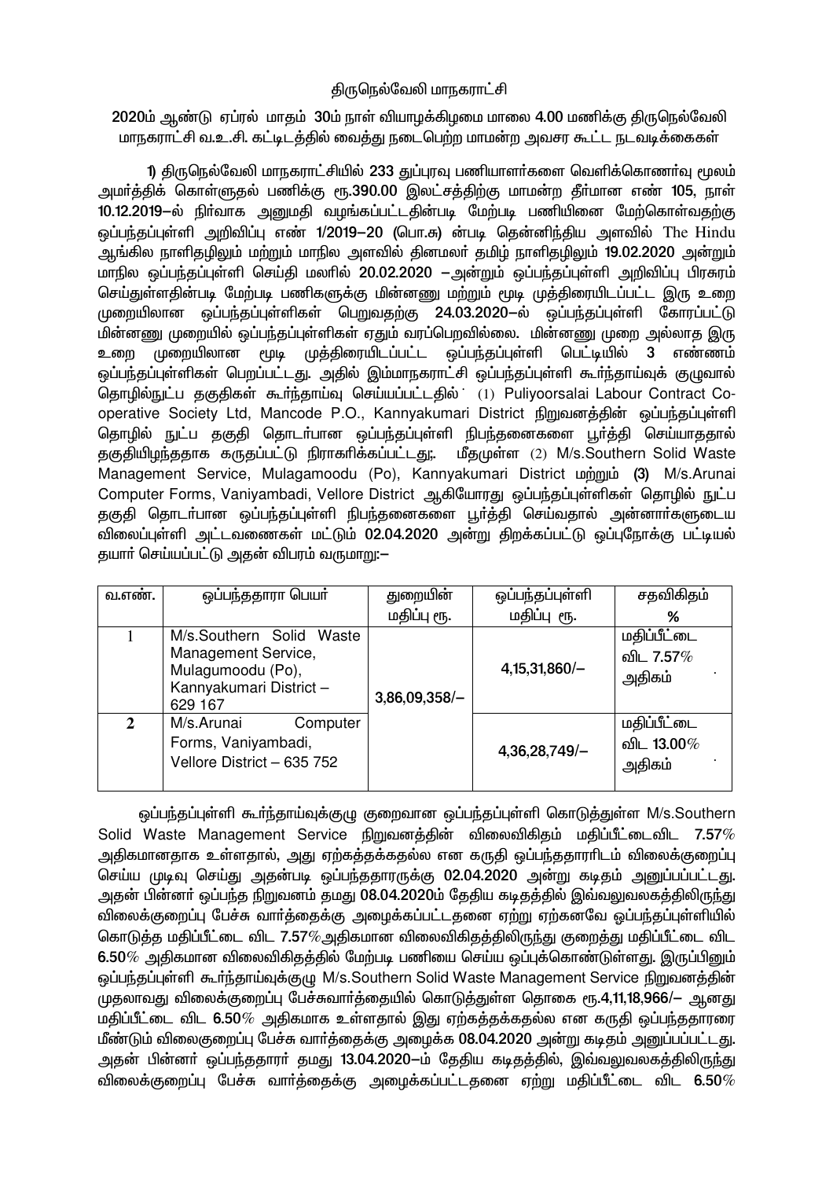திருநெல்வேலி மாநகராட்சி

2020ம் ஆண்டு ஏப்ரல் மாதம் 30ம் நாள் வியாழக்கிழமை மாலை 4.00 மணிக்கு திருநெல்வேலி மாநகராட்சி வ.உ.சி. கட்டிடத்தில் வைத்து நடைபெற்ற மாமன்ற அவசர கூட்ட நடவடிக்கைகள்

1) திருநெல்வேலி மாநகராட்சியில் 233 துப்புரவு பணியாளர்களை வெளிக்கொணர்வு மூலம் அமர்த்திக் கொள்ளுதல் பணிக்கு ரூ.390.00 இலட்சத்திற்கு மாமன்ற தீர்மான எண் 105, நாள் 10.12.2019–ல் நிர்வாக அனுமதி வழங்கப்பட்டதின்படி மேற்படி பணியினை மேற்கொள்வதற்கு ஒப்பந்தப்புள்ளி அறிவிப்பு எண் 1/2019–20 (பொ.சு) ன்படி தென்னிந்திய அளவில் The Hindu ஆங்கில நாளிதழிலும் மற்றும் மாநில அளவில் தினமலர் தமிழ் நாளிதழிலும் 19.02.2020 அன்றும் மாநில ஒப்பந்தப்புள்ளி செய்தி மலரில் 20.02.2020 –அன்றும் ஒப்பந்தப்புள்ளி அறிவிப்பு பிரசுரம் செய்துள்ளதின்படி மேற்படி பணிகளுக்கு மின்னணு மற்றும் மூடி முத்திரையிடப்பட்ட இரு உறை முறையிலான ஒப்பந்தப்புள்ளிகள் பெறுவதற்கு 24.03.2020–ல் ஒப்பந்தப்புள்ளி கோரப்பட்டு மின்னணு முறையில் ஒப்பந்தப்புள்ளிகள் ஏதும் வரப்பெறவில்லை. மின்னணு முறை அல்லாத இரு உறை முறையிலான மூடி முத்திரையிடப்பட்ட ஒப்பந்தப்புள்ளி பெட்டியில் 3 எண்ணம் ஒப்பந்தப்புள்ளிகள் பெறப்பட்டது. அதில் இம்மாநகராட்சி ஒப்பந்தப்புள்ளி கூர்ந்தாய்வுக் குழுவால் தொழில்நுட்ப தகுதிகள் கூர்ந்தாய்வு செய்யப்பட்டதில் (1) Puliyoorsalai Labour Contract Co-operative Society Ltd, Mancode P.O., Kannyakumari District நிறுவனத்தின் ஒப்பந்தப்புள்ளி தொழில் நுட்ப தகுதி தொடர்பான ஒப்பந்தப்புள்ளி நிபந்தனைகளை பூர்த்தி செய்யாததால் தகுதியிழந்ததாக கருதப்பட்டு நிராகரிக்கப்பட்டது;. மீதமுள்ள (2) M/s.Southern Solid Waste Management Service, Mulagamoodu (Po), Kannyakumari District மற்றும் (3) M/s.Arunai Computer Forms, Vaniyambadi, Vellore District ஆகியோரது ஒப்பந்தப்புள்ளிகள் தொழில் நுட்ப தகுதி தொடர்பான ஒப்பந்தப்புள்ளி நிபந்தனைகளை பூர்த்தி செய்வதால் அன்னார்களுடைய விலைப்புள்ளி அட்டவணைகள் மட்டும் 02.04.2020 அன்று திறக்கப்பட்டு ஒப்புநோக்கு பட்டியல் தயார் செய்யப்பட்டு அதன் விபரம் வருமாறு:–

| வ.எண். | ஒப்பந்ததாரா பெயர் | துறையின் மதிப்பு ரூ. | ஒப்பந்தப்புள்ளி மதிப்பு ரூ. | சதவிகிதம் % |
|---|---|---|---|---|
| 1 | M/s.Southern Solid Waste Management Service, Mulagumoodu (Po), Kannyakumari District – 629 167 | 3,86,09,358/– | 4,15,31,860/– | மதிப்பீட்டை விட 7.57% அதிகம் |
| 2 | M/s.Arunai Computer Forms, Vaniyambadi, Vellore District – 635 752 | | 4,36,28,749/– | மதிப்பீட்டை விட 13.00% அதிகம் |

ஒப்பந்தப்புள்ளி கூர்ந்தாய்வுக்குழு குறைவான ஒப்பந்தப்புள்ளி கொடுத்துள்ள M/s.Southern Solid Waste Management Service நிறுவனத்தின் விலைவிகிதம் மதிப்பீட்டைவிட 7.57% அதிகமானதாக உள்ளதால், அது ஏற்கத்தக்கதல்ல என கருதி ஒப்பந்ததாரரிடம் விலைக்குறைப்பு செய்ய முடிவு செய்து அதன்படி ஒப்பந்ததாரருக்கு 02.04.2020 அன்று கடிதம் அனுப்பப்பட்டது. அதன் பின்னர் ஒப்பந்த நிறுவனம் தமது 08.04.2020ம் தேதிய கடிதத்தில் இவ்வலுவலகத்திலிருந்து விலைக்குறைப்பு பேச்சு வார்த்தைக்கு அழைக்கப்பட்டதனை ஏற்று ஏற்கனவே ஒப்பந்தப்புள்ளியில் கொடுத்த மதிப்பீட்டை விட 7.57%அதிகமான விலைவிகிதத்திலிருந்து குறைத்து மதிப்பீட்டை விட 6.50% அதிகமான விலைவிகிதத்தில் மேற்படி பணியை செய்ய ஒப்புக்கொண்டுள்ளது. இருப்பினும் ஒப்பந்தப்புள்ளி கூர்ந்தாய்வுக்குழு M/s.Southern Solid Waste Management Service நிறுவனத்தின் முதலாவது விலைக்குறைப்பு பேச்சுவார்த்தையில் கொடுத்துள்ள தொகை ரூ.4,11,18,966/– ஆனது மதிப்பீட்டை விட 6.50% அதிகமாக உள்ளதால் இது ஏற்கத்தக்கதல்ல என கருதி ஒப்பந்ததாரரை மீண்டும் விலைகுறைப்பு பேச்சு வார்த்தைக்கு அழைக்க 08.04.2020 அன்று கடிதம் அனுப்பப்பட்டது. அதன் பின்னர் ஒப்பந்ததாரர் தமது 13.04.2020–ம் தேதிய கடிதத்தில், இவ்வலுவலகத்திலிருந்து விலைக்குறைப்பு பேச்சு வார்த்தைக்கு அழைக்கப்பட்டதனை ஏற்று மதிப்பீட்டை விட 6.50%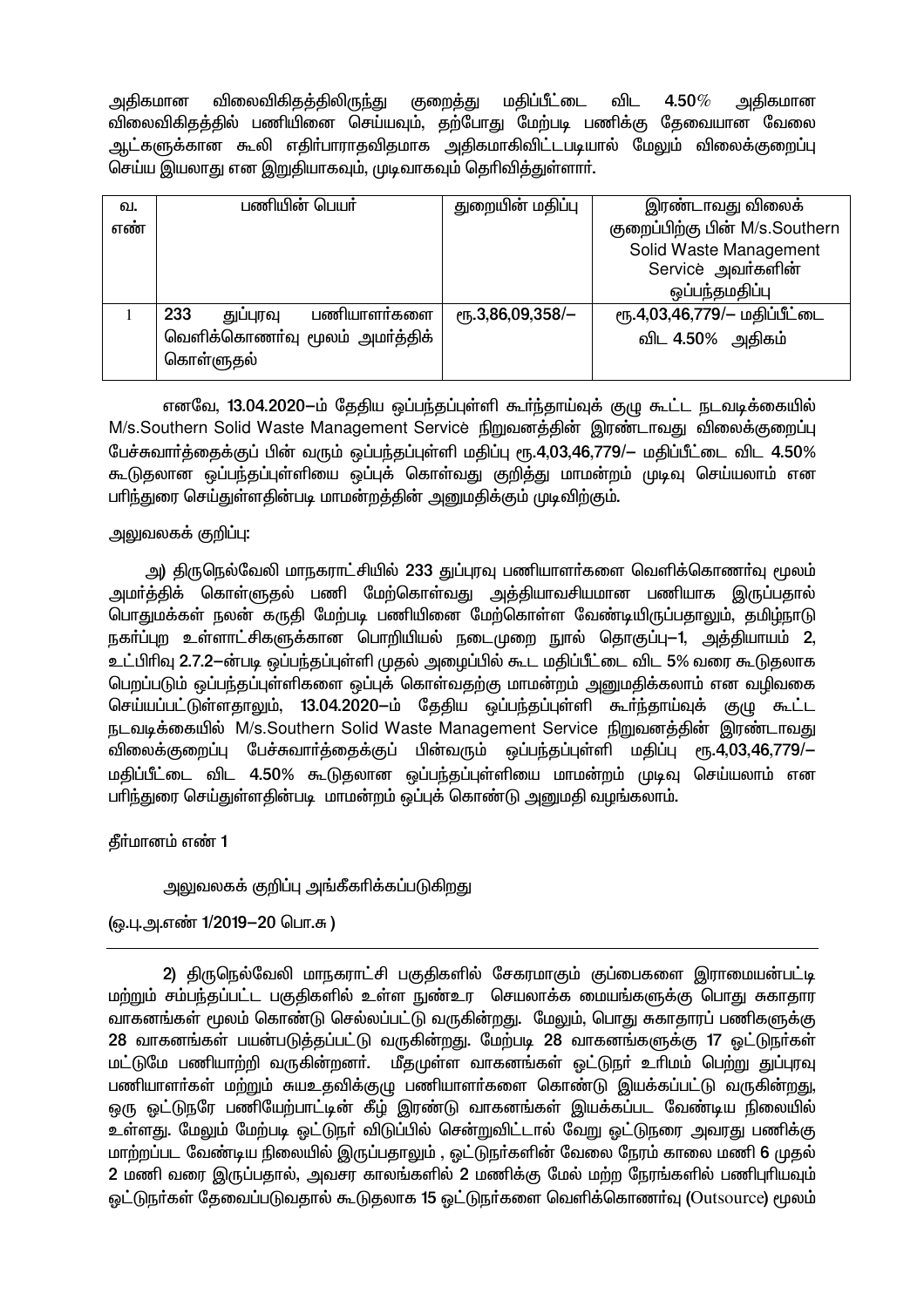அதிகமான விலைவிகிதத்திலிருந்து குறைத்து மதிப்பீட்டை விட 4.50% அதிகமான விலைவிகிதத்தில் பணியினை செய்யவும், தற்போது மேற்படி பணிக்கு தேவையான வேலை ஆட்களுக்கான கூலி எதிர்பாராதவிதமாக அதிகமாகிவிட்டபடியால் மேலும் விலைக்குறைப்பு செய்ய இயலாது என இறுதியாகவும், முடிவாகவும் தெரிவித்துள்ளார்.

| வ. எண் | பணியின் பெயர் | துறையின் மதிப்பு | இரண்டாவது விலைக் குறைப்பிற்கு பின் M/s.Southern Solid Waste Management Service அவர்களின் ஒப்பந்தமதிப்பு |
|---|---|---|---|
| 1 | 233 துப்புரவு பணியாளர்களை வெளிக்கொணர்வு மூலம் அமர்த்திக் கொள்ளுதல் | ரூ.3,86,09,358/– | ரூ.4,03,46,779/– மதிப்பீட்டை விட 4.50% அதிகம் |

எனவே, 13.04.2020–ம் தேதிய ஒப்பந்தப்புள்ளி கூர்ந்தாய்வுக் குழு கூட்ட நடவடிக்கையில் M/s.Southern Solid Waste Management Service நிறுவனத்தின் இரண்டாவது விலைக்குறைப்பு பேச்சுவார்த்தைக்குப் பின் வரும் ஒப்பந்தப்புள்ளி மதிப்பு ரூ.4,03,46,779/– மதிப்பீட்டை விட 4.50% கூடுதலான ஒப்பந்தப்புள்ளியை ஒப்புக் கொள்வது குறித்து மாமன்றம் முடிவு செய்யலாம் என பரிந்துரை செய்துள்ளதின்படி மாமன்றத்தின் அனுமதிக்கும் முடிவிற்கும்.

அலுவலகக் குறிப்பு:

அ) திருநெல்வேலி மாநகராட்சியில் 233 துப்புரவு பணியாளர்களை வெளிக்கொணர்வு மூலம் அமர்த்திக் கொள்ளுதல் பணி மேற்கொள்வது அத்தியாவசியமான பணியாக இருப்பதால் பொதுமக்கள் நலன் கருதி மேற்படி பணியினை மேற்கொள்ள வேண்டியிருப்பதாலும், தமிழ்நாடு நகர்ப்புற உள்ளாட்சிகளுக்கான பொறியியல் நடைமுறை நூல் தொகுப்பு–1, அத்தியாயம் 2, உட்பிரிவு 2.7.2–ன்படி ஒப்பந்தப்புள்ளி முதல் அழைப்பில் கூட மதிப்பீட்டை விட 5% வரை கூடுதலாக பெறப்படும் ஒப்பந்தப்புள்ளிகளை ஒப்புக் கொள்வதற்கு மாமன்றம் அனுமதிக்கலாம் என வழிவகை செய்யப்பட்டுள்ளதாலும், 13.04.2020–ம் தேதிய ஒப்பந்தப்புள்ளி கூர்ந்தாய்வுக் குழு கூட்ட நடவடிக்கையில் M/s.Southern Solid Waste Management Service நிறுவனத்தின் இரண்டாவது விலைக்குறைப்பு பேச்சுவார்த்தைக்குப் பின்வரும் ஒப்பந்தப்புள்ளி மதிப்பு ரூ.4,03,46,779/– மதிப்பீட்டை விட 4.50% கூடுதலான ஒப்பந்தப்புள்ளியை மாமன்றம் முடிவு செய்யலாம் என பரிந்துரை செய்துள்ளதின்படி மாமன்றம் ஒப்புக் கொண்டு அனுமதி வழங்கலாம்.

தீர்மானம் எண் 1

அலுவலகக் குறிப்பு அங்கீகரிக்கப்படுகிறது

(ஒ.பு.அ.எண் 1/2019–20 பொ.சு )

---

2) திருநெல்வேலி மாநகராட்சி பகுதிகளில் சேகரமாகும் குப்பைகளை இராமையன்பட்டி மற்றும் சம்பந்தப்பட்ட பகுதிகளில் உள்ள நுண்உர செயலாக்க மையங்களுக்கு பொது சுகாதார வாகனங்கள் மூலம் கொண்டு செல்லப்பட்டு வருகின்றது. மேலும், பொது சுகாதாரப் பணிகளுக்கு 28 வாகனங்கள் பயன்படுத்தப்பட்டு வருகின்றது. மேற்படி 28 வாகனங்களுக்கு 17 ஓட்டுநர்கள் மட்டுமே பணியாற்றி வருகின்றனர். மீதமுள்ள வாகனங்கள் ஓட்டுநர் உரிமம் பெற்று துப்புரவு பணியாளர்கள் மற்றும் சுயஉதவிக்குழு பணியாளர்களை கொண்டு இயக்கப்பட்டு வருகின்றது, ஒரு ஓட்டுநரே பணியேற்பாட்டின் கீழ் இரண்டு வாகனங்கள் இயக்கப்பட வேண்டிய நிலையில் உள்ளது. மேலும் மேற்படி ஓட்டுநர் விடுப்பில் சென்றுவிட்டால் வேறு ஓட்டுநரை அவரது பணிக்கு மாற்றப்பட வேண்டிய நிலையில் இருப்பதாலும் , ஓட்டுநர்களின் வேலை நேரம் காலை மணி 6 முதல் 2 மணி வரை இருப்பதால், அவசர காலங்களில் 2 மணிக்கு மேல் மற்ற நேரங்களில் பணிபுரியவும் ஓட்டுநர்கள் தேவைப்படுவதால் கூடுதலாக 15 ஓட்டுநர்களை வெளிக்கொணர்வு (Outsource) மூலம்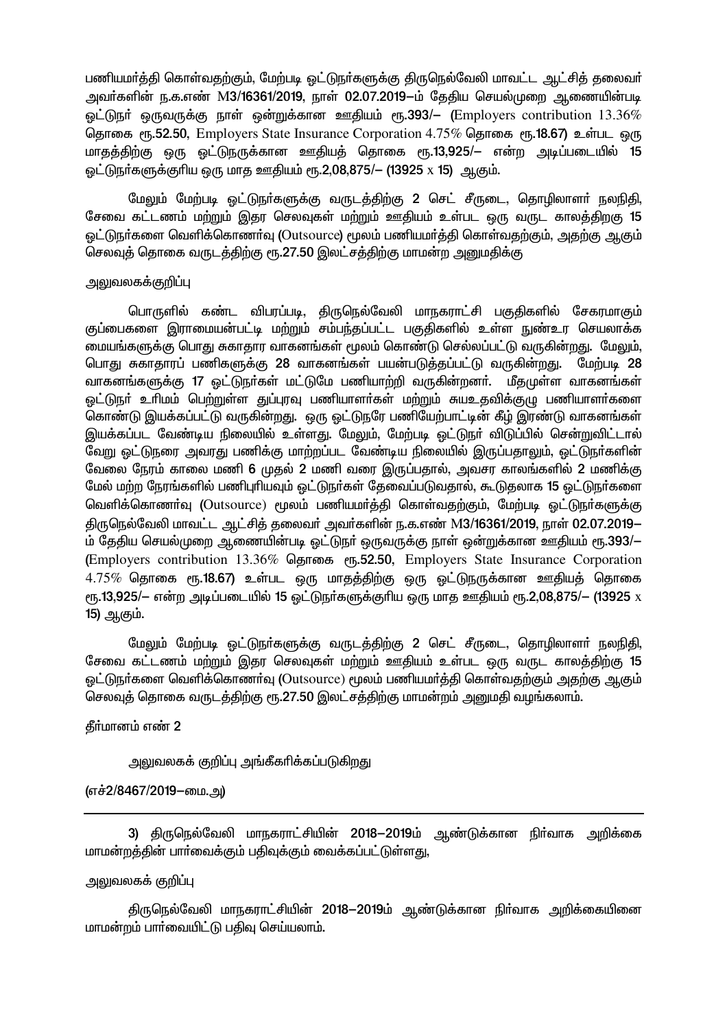பணியமர்த்தி கொள்வதற்கும், மேற்படி ஓட்டுநர்களுக்கு திருநெல்வேலி மாவட்ட ஆட்சித் தலைவர் அவர்களின் ந.க.எண் M3/16361/2019, நாள் 02.07.2019–ம் தேதிய செயல்முறை ஆணையின்படி ஓட்டுநர் ஒருவருக்கு நாள் ஒன்றுக்கான ஊதியம் ரூ.393/– (Employers contribution 13.36% தொகை ரூ.52.50, Employers State Insurance Corporation 4.75% தொகை ரூ.18.67) உள்பட ஒரு மாதத்திற்கு ஒரு ஓட்டுநருக்கான ஊதியத் தொகை ரூ.13,925/– என்ற அடிப்படையில் 15 ஓட்டுநர்களுக்குரிய ஒரு மாத ஊதியம் ரூ.2,08,875/– (13925 x 15) ஆகும்.

மேலும் மேற்படி ஓட்டுநர்களுக்கு வருடத்திற்கு 2 செட் சீருடை, தொழிலாளர் நலநிதி, சேவை கட்டணம் மற்றும் இதர செலவுகள் மற்றும் ஊதியம் உள்பட ஒரு வருட காலத்திறகு 15 ஓட்டுநர்களை வெளிக்கொணர்வு (Outsource) மூலம் பணியமர்த்தி கொள்வதற்கும், அதற்கு ஆகும் செலவுத் தொகை வருடத்திற்கு ரூ.27.50 இலட்சத்திற்கு மாமன்ற அனுமதிக்கு

அலுவலகக்குறிப்பு

பொருளில் கண்ட விபரப்படி, திருநெல்வேலி மாநகராட்சி பகுதிகளில் சேகரமாகும் குப்பைகளை இராமையன்பட்டி மற்றும் சம்பந்தப்பட்ட பகுதிகளில் உள்ள நுண்உர செயலாக்க மையங்களுக்கு பொது சுகாதார வாகனங்கள் மூலம் கொண்டு செல்லப்பட்டு வருகின்றது. மேலும், பொது சுகாதாரப் பணிகளுக்கு 28 வாகனங்கள் பயன்படுத்தப்பட்டு வருகின்றது. மேற்படி 28 வாகனங்களுக்கு 17 ஓட்டுநர்கள் மட்டுமே பணியாற்றி வருகின்றனர். மீதமுள்ள வாகனங்கள் ஓட்டுநர் உரிமம் பெற்றுள்ள துப்புரவு பணியாளர்கள் மற்றும் சுயஉதவிக்குழு பணியாளர்களை கொண்டு இயக்கப்பட்டு வருகின்றது. ஒரு ஓட்டுநரே பணியேற்பாட்டின் கீழ் இரண்டு வாகனங்கள் இயக்கப்பட வேண்டிய நிலையில் உள்ளது. மேலும், மேற்படி ஓட்டுநர் விடுப்பில் சென்றுவிட்டால் வேறு ஓட்டுநரை அவரது பணிக்கு மாற்றப்பட வேண்டிய நிலையில் இருப்பதாலும், ஓட்டுநர்களின் வேலை நேரம் காலை மணி 6 முதல் 2 மணி வரை இருப்பதால், அவசர காலங்களில் 2 மணிக்கு மேல் மற்ற நேரங்களில் பணிபுரியவும் ஓட்டுநர்கள் தேவைப்படுவதால், கூடுதலாக 15 ஓட்டுநர்களை வெளிக்கொணர்வு (Outsource) மூலம் பணியமர்த்தி கொள்வதற்கும், மேற்படி ஓட்டுநர்களுக்கு திருநெல்வேலி மாவட்ட ஆட்சித் தலைவர் அவர்களின் ந.க.எண் M3/16361/2019, நாள் 02.07.2019–ம் தேதிய செயல்முறை ஆணையின்படி ஓட்டுநர் ஒருவருக்கு நாள் ஒன்றுக்கான ஊதியம் ரூ.393/– (Employers contribution 13.36% தொகை ரூ.52.50, Employers State Insurance Corporation 4.75% தொகை ரூ.18.67) உள்பட ஒரு மாதத்திற்கு ஒரு ஓட்டுநருக்கான ஊதியத் தொகை ரூ.13,925/– என்ற அடிப்படையில் 15 ஓட்டுநர்களுக்குரிய ஒரு மாத ஊதியம் ரூ.2,08,875/– (13925 x 15) ஆகும்.

மேலும் மேற்படி ஓட்டுநர்களுக்கு வருடத்திற்கு 2 செட் சீருடை, தொழிலாளர் நலநிதி, சேவை கட்டணம் மற்றும் இதர செலவுகள் மற்றும் ஊதியம் உள்பட ஒரு வருட காலத்திற்கு 15 ஓட்டுநர்களை வெளிக்கொணர்வு (Outsource) மூலம் பணியமர்த்தி கொள்வதற்கும் அதற்கு ஆகும் செலவுத் தொகை வருடத்திற்கு ரூ.27.50 இலட்சத்திற்கு மாமன்றம் அனுமதி வழங்கலாம்.

தீர்மானம் எண் 2

அலுவலகக் குறிப்பு அங்கீகரிக்கப்படுகிறது

(எச்2/8467/2019–மை.அ)

---

3) திருநெல்வேலி மாநகராட்சியின் 2018–2019ம் ஆண்டுக்கான நிர்வாக அறிக்கை மாமன்றத்தின் பார்வைக்கும் பதிவுக்கும் வைக்கப்பட்டுள்ளது,

அலுவலகக் குறிப்பு

திருநெல்வேலி மாநகராட்சியின் 2018–2019ம் ஆண்டுக்கான நிர்வாக அறிக்கையினை மாமன்றம் பார்வையிட்டு பதிவு செய்யலாம்.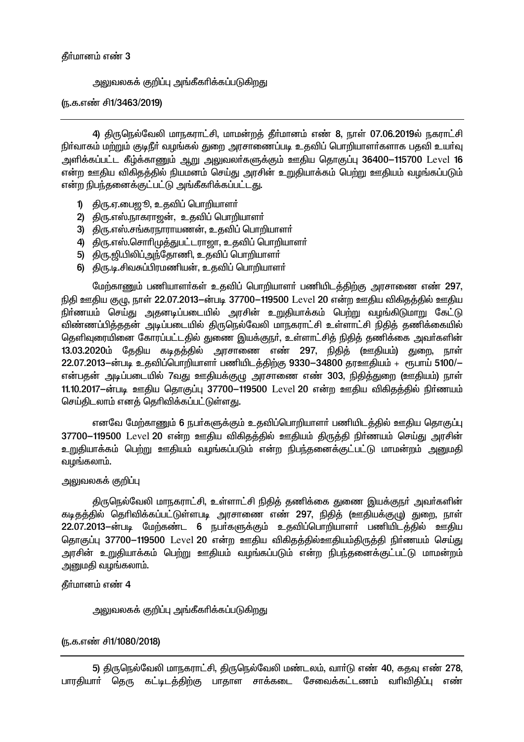தீர்மானம் எண் 3

அலுவலகக் குறிப்பு அங்கீகரிக்கப்படுகிறது

(ந.க.எண் சி1/3463/2019)

---

4) திருநெல்வேலி மாநகராட்சி, மாமன்றத் தீர்மானம் எண் 8, நாள் 07.06.2019ல் நகராட்சி நிர்வாகம் மற்றும் குடிநீர் வழங்கல் துறை அரசாணைப்படி உதவிப் பொறியாளர்களாக பதவி உயர்வு அளிக்கப்பட்ட கீழ்க்காணும் ஆறு அலுவலர்களுக்கும் ஊதிய தொகுப்பு 36400–115700 Level 16 என்ற ஊதிய விகிதத்தில் நியமனம் செய்து அரசின் உறுதியாக்கம் பெற்று ஊதியம் வழங்கப்படும் என்ற நிபந்தனைக்குட்பட்டு அங்கீகரிக்கப்பட்டது.

1) திரு.ஏ.பைஜு, உதவிப் பொறியாளர்
2) திரு.எஸ்.நாகராஜன், உதவிப் பொறியாளர்
3) திரு.எஸ்.சங்கரநாராயணன், உதவிப் பொறியாளர்
4) திரு.எஸ்.சொரிமுத்துபட்டராஜா, உதவிப் பொறியாளர்
5) திரு.ஜி.பிலிப்அந்தோணி, உதவிப் பொறியாளர்
6) திரு.டி.சிவசுப்பிரமணியன், உதவிப் பொறியாளர்

மேற்காணும் பணியாளர்கள் உதவிப் பொறியாளர் பணியிடத்திற்கு அரசாணை எண் 297, நிதி ஊதிய குழு, நாள் 22.07.2013–ன்படி 37700–119500 Level 20 என்ற ஊதிய விகிதத்தில் ஊதிய நிர்ணயம் செய்து அதனடிப்படையில் அரசின் உறுதியாக்கம் பெற்று வழங்கிடுமாறு கேட்டு விண்ணப்பித்ததன் அடிப்படையில் திருநெல்வேலி மாநகராட்சி உள்ளாட்சி நிதித் தணிக்கையில் தெளிவுரையினை கோரப்பட்டதில் துணை இயக்குநர், உள்ளாட்சித் நிதித் தணிக்கை அவர்களின் 13.03.2020ம் தேதிய கடிதத்தில் அரசாணை எண் 297, நிதித் (ஊதியம்) துறை, நாள் 22.07.2013–ன்படி உதவிப்பொறியாளர் பணியிடத்திற்கு 9330–34800 தரஊதியம் + ரூபாய் 5100/– என்பதன் அடிப்படையில் 7வது ஊதியக்குழு அரசாணை எண் 303, நிதித்துறை (ஊதியம்) நாள் 11.10.2017–ன்படி ஊதிய தொகுப்பு 37700–119500 Level 20 என்ற ஊதிய விகிதத்தில் நிர்ணயம் செய்திடலாம் எனத் தெரிவிக்கப்பட்டுள்ளது.

எனவே மேற்காணும் 6 நபர்களுக்கும் உதவிப்பொறியாளர் பணியிடத்தில் ஊதிய தொகுப்பு 37700–119500 Level 20 என்ற ஊதிய விகிதத்தில் ஊதியம் திருத்தி நிர்ணயம் செய்து அரசின் உறுதியாக்கம் பெற்று ஊதியம் வழங்கப்படும் என்ற நிபந்தனைக்குட்பட்டு மாமன்றம் அனுமதி வழங்கலாம்.

அலுவலகக் குறிப்பு

திருநெல்வேலி மாநகராட்சி, உள்ளாட்சி நிதித் தணிக்கை துணை இயக்குநர் அவர்களின் கடிதத்தில் தெரிவிக்கப்பட்டுள்ளபடி அரசாணை எண் 297, நிதித் (ஊதியக்குழு) துறை, நாள் 22.07.2013–ன்படி மேற்கண்ட 6 நபர்களுக்கும் உதவிப்பொறியாளர் பணியிடத்தில் ஊதிய தொகுப்பு 37700–119500 Level 20 என்ற ஊதிய விகிதத்தில்ஊதியம்திருத்தி நிர்ணயம் செய்து அரசின் உறுதியாக்கம் பெற்று ஊதியம் வழங்கப்படும் என்ற நிபந்தனைக்குட்பட்டு மாமன்றம் அனுமதி வழங்கலாம்.

தீர்மானம் எண் 4

அலுவலகக் குறிப்பு அங்கீகரிக்கப்படுகிறது

(ந.க.எண் சி1/1080/2018)

---

5) திருநெல்வேலி மாநகராட்சி, திருநெல்வேலி மண்டலம், வார்டு எண் 40, கதவு எண் 278, பாரதியார் தெரு கட்டிடத்திற்கு பாதாள சாக்கடை சேவைக்கட்டணம் வரிவிதிப்பு எண்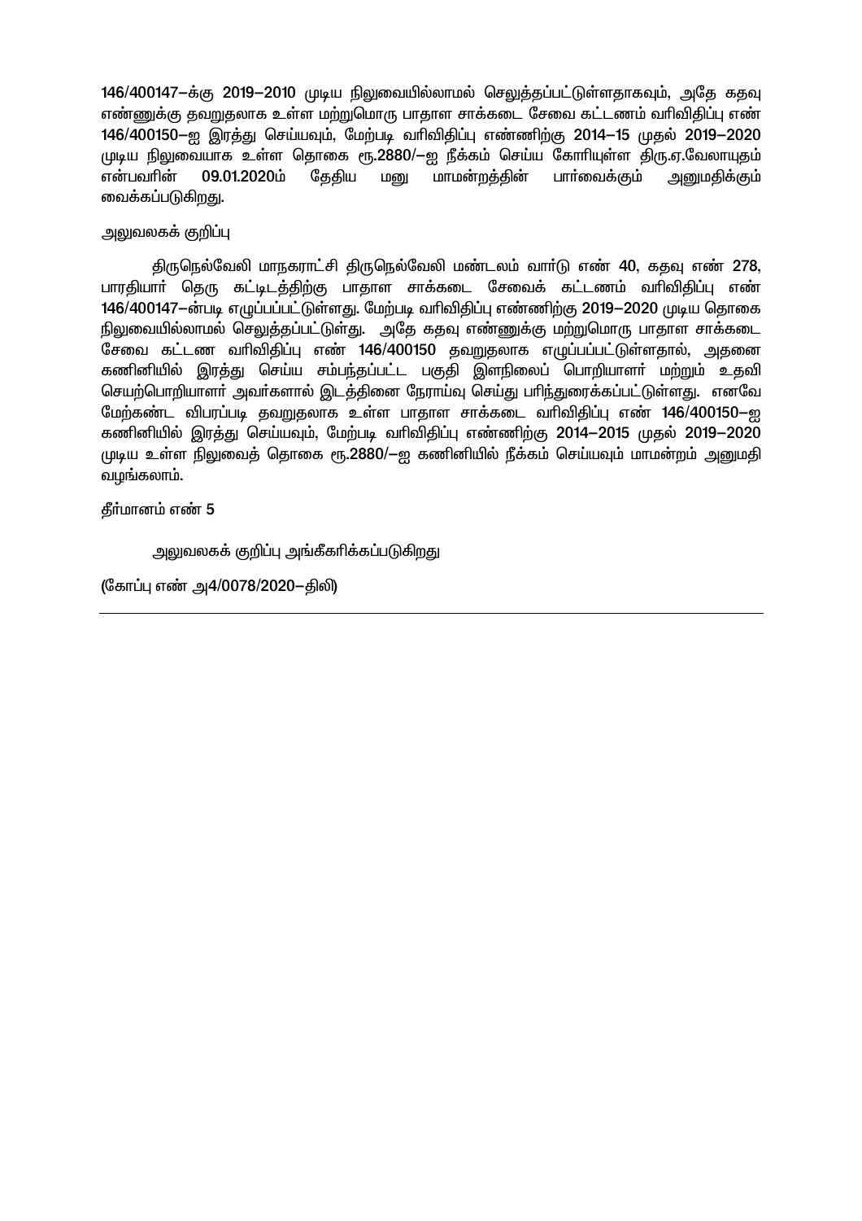146/400147–க்கு 2019–2010 முடிய நிலுவையில்லாமல் செலுத்தப்பட்டுள்ளதாகவும், அதே கதவு எண்ணுக்கு தவறுதலாக உள்ள மற்றுமொரு பாதாள சாக்கடை சேவை கட்டணம் வரிவிதிப்பு எண் 146/400150–ஐ இரத்து செய்யவும், மேற்படி வரிவிதிப்பு எண்ணிற்கு 2014–15 முதல் 2019–2020 முடிய நிலுவையாக உள்ள தொகை ரூ.2880/–ஐ நீக்கம் செய்ய கோரியுள்ள திரு.ஏ.வேலாயுதம் என்பவரின் 09.01.2020ம் தேதிய மனு மாமன்றத்தின் பார்வைக்கும் அனுமதிக்கும் வைக்கப்படுகிறது.

அலுவலகக் குறிப்பு

திருநெல்வேலி மாநகராட்சி திருநெல்வேலி மண்டலம் வார்டு எண் 40, கதவு எண் 278, பாரதியார் தெரு கட்டிடத்திற்கு பாதாள சாக்கடை சேவைக் கட்டணம் வரிவிதிப்பு எண் 146/400147–ன்படி எழுப்பப்பட்டுள்ளது. மேற்படி வரிவிதிப்பு எண்ணிற்கு 2019–2020 முடிய தொகை நிலுவையில்லாமல் செலுத்தப்பட்டுள்ளது. அதே கதவு எண்ணுக்கு மற்றுமொரு பாதாள சாக்கடை சேவை கட்டண வரிவிதிப்பு எண் 146/400150 தவறுதலாக எழுப்பப்பட்டுள்ளதால், அதனை கணினியில் இரத்து செய்ய சம்பந்தப்பட்ட பகுதி இளநிலைப் பொறியாளர் மற்றும் உதவி செயற்பொறியாளர் அவர்களால் இடத்தினை நேராய்வு செய்து பரிந்துரைக்கப்பட்டுள்ளது. எனவே மேற்கண்ட விபரப்படி தவறுதலாக உள்ள பாதாள சாக்கடை வரிவிதிப்பு எண் 146/400150–ஐ கணினியில் இரத்து செய்யவும், மேற்படி வரிவிதிப்பு எண்ணிற்கு 2014–2015 முதல் 2019–2020 முடிய உள்ள நிலுவைத் தொகை ரூ.2880/–ஐ கணினியில் நீக்கம் செய்யவும் மாமன்றம் அனுமதி வழங்கலாம்.

தீர்மானம் எண் 5

அலுவலகக் குறிப்பு அங்கீகரிக்கப்படுகிறது

(கோப்பு எண் அ4/0078/2020–திலி)

---